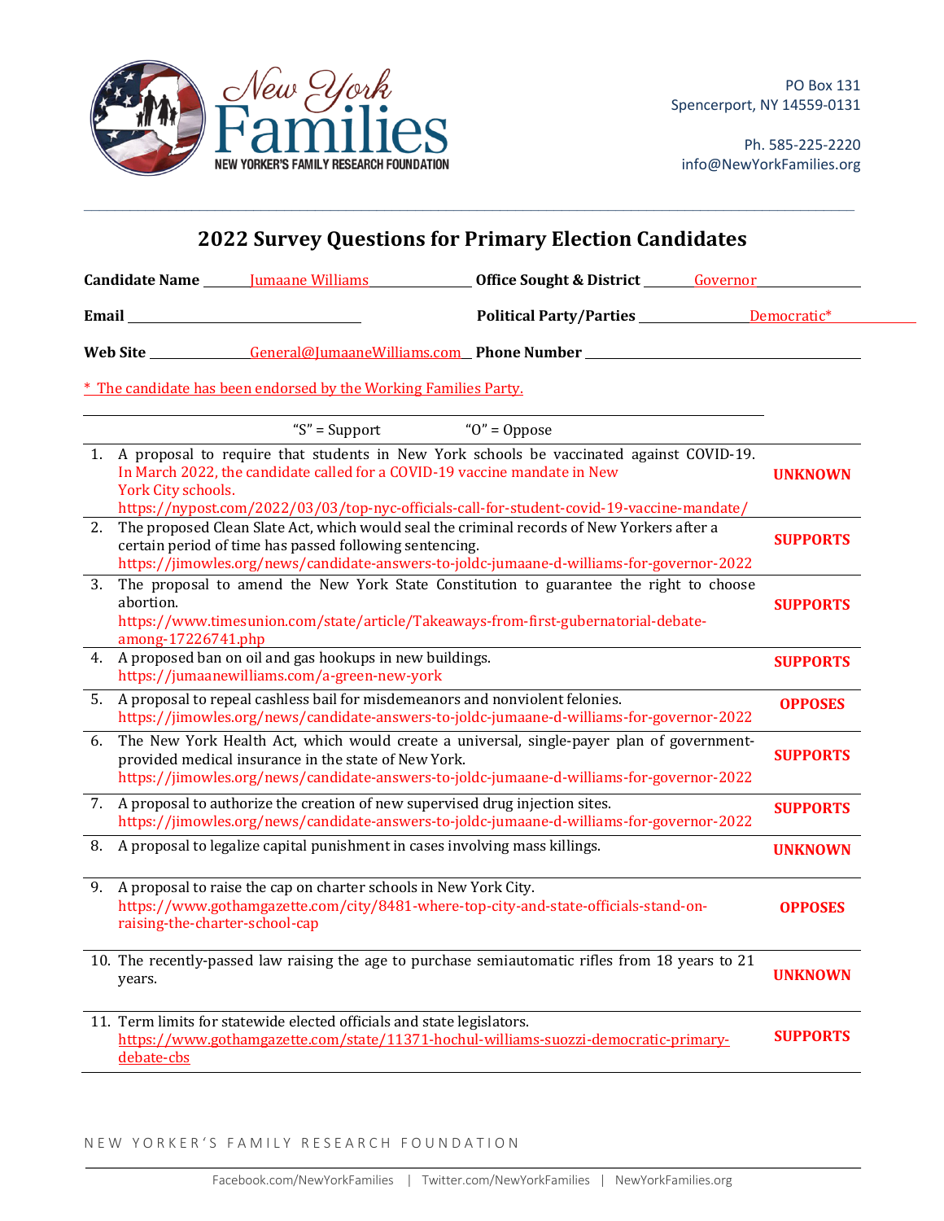New York Families

NEW YORKER'S FAMILY RESEARCH FOUNDATION

PO Box 131
Spencerport, NY 14559-0131

Ph. 585-225-2220
info@NewYorkFamilies.org

# 2022 Survey Questions for Primary Election Candidates

**Candidate Name** Jumaane Williams **Office Sought & District** Governor

**Email** **Political Party/Parties** Democratic*

**Web Site** General@JumaaneWilliams.com **Phone Number**

* The candidate has been endorsed by the Working Families Party.

"S" = Support "O" = Oppose

| # | Question | Position |
|---|---|---|
| 1. | A proposal to require that students in New York schools be vaccinated against COVID-19. In March 2022, the candidate called for a COVID-19 vaccine mandate in New York City schools. https://nypost.com/2022/03/03/top-nyc-officials-call-for-student-covid-19-vaccine-mandate/ | **UNKNOWN** |
| 2. | The proposed Clean Slate Act, which would seal the criminal records of New Yorkers after a certain period of time has passed following sentencing. https://jimowles.org/news/candidate-answers-to-joldc-jumaane-d-williams-for-governor-2022 | **SUPPORTS** |
| 3. | The proposal to amend the New York State Constitution to guarantee the right to choose abortion. https://www.timesunion.com/state/article/Takeaways-from-first-gubernatorial-debate-among-17226741.php | **SUPPORTS** |
| 4. | A proposed ban on oil and gas hookups in new buildings. https://jumaanewilliams.com/a-green-new-york | **SUPPORTS** |
| 5. | A proposal to repeal cashless bail for misdemeanors and nonviolent felonies. https://jimowles.org/news/candidate-answers-to-joldc-jumaane-d-williams-for-governor-2022 | **OPPOSES** |
| 6. | The New York Health Act, which would create a universal, single-payer plan of government-provided medical insurance in the state of New York. https://jimowles.org/news/candidate-answers-to-joldc-jumaane-d-williams-for-governor-2022 | **SUPPORTS** |
| 7. | A proposal to authorize the creation of new supervised drug injection sites. https://jimowles.org/news/candidate-answers-to-joldc-jumaane-d-williams-for-governor-2022 | **SUPPORTS** |
| 8. | A proposal to legalize capital punishment in cases involving mass killings. | **UNKNOWN** |
| 9. | A proposal to raise the cap on charter schools in New York City. https://www.gothamgazette.com/city/8481-where-top-city-and-state-officials-stand-on-raising-the-charter-school-cap | **OPPOSES** |
| 10. | The recently-passed law raising the age to purchase semiautomatic rifles from 18 years to 21 years. | **UNKNOWN** |
| 11. | Term limits for statewide elected officials and state legislators. https://www.gothamgazette.com/state/11371-hochul-williams-suozzi-democratic-primary-debate-cbs | **SUPPORTS** |

NEW YORKER'S FAMILY RESEARCH FOUNDATION

Facebook.com/NewYorkFamilies | Twitter.com/NewYorkFamilies | NewYorkFamilies.org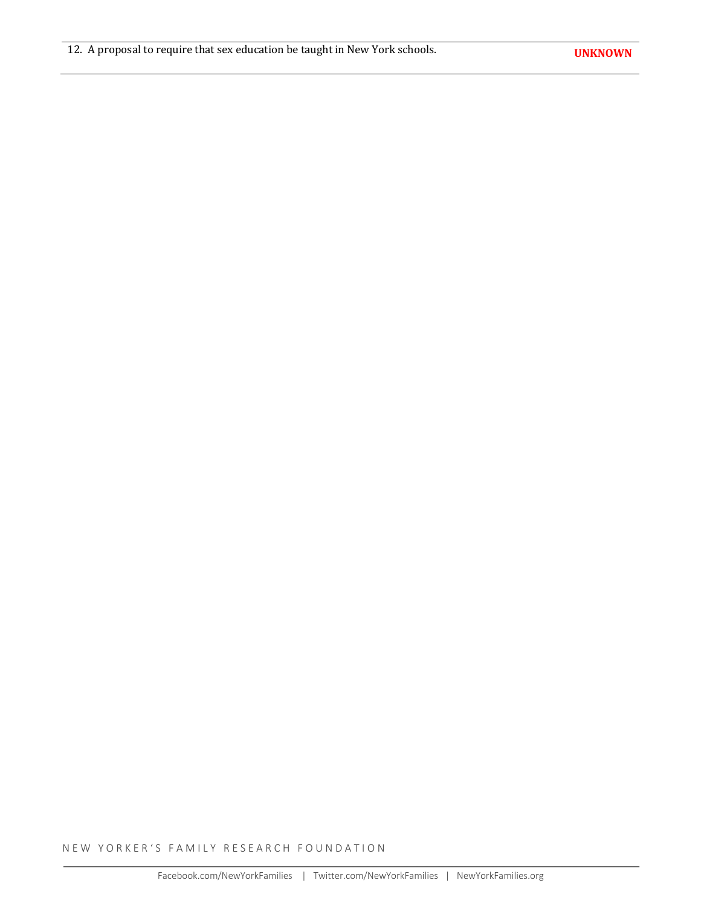12. A proposal to require that sex education be taught in New York schools. **UNKNOWN**